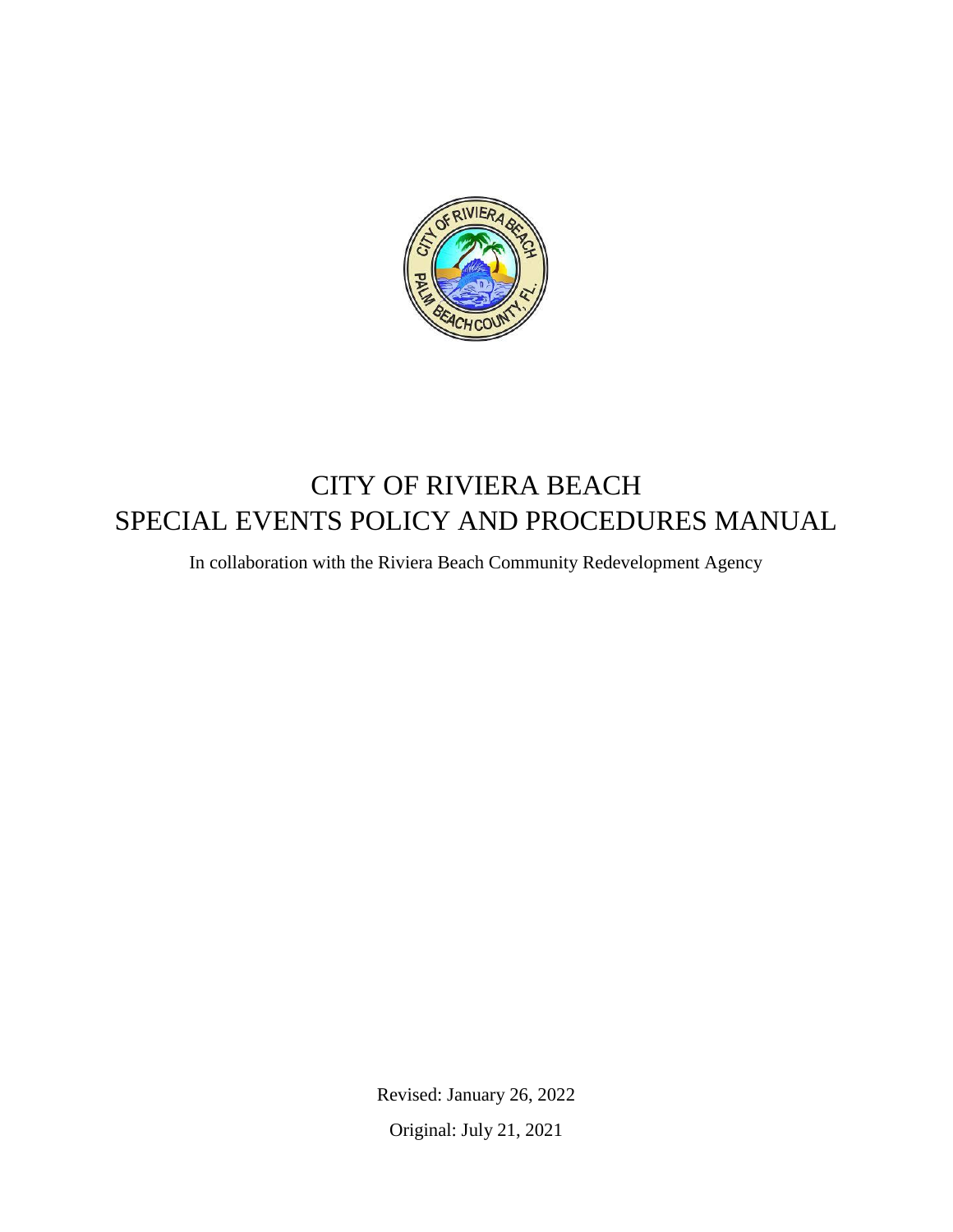# CITY OF RIVIERA BEACH
# SPECIAL EVENTS POLICY AND PROCEDURES MANUAL

In collaboration with the Riviera Beach Community Redevelopment Agency

Revised: January 26, 2022

Original: July 21, 2021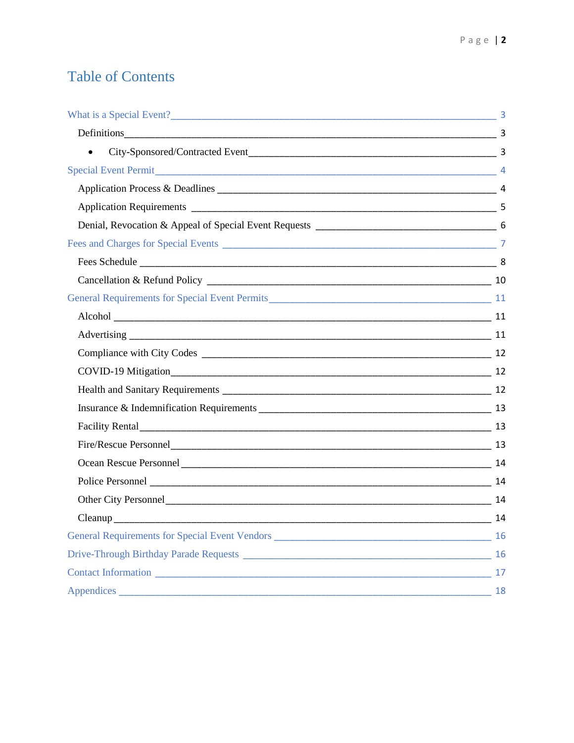# Table of Contents

- What is a Special Event? — 3
  - Definitions — 3
    - City-Sponsored/Contracted Event — 3
- Special Event Permit — 4
  - Application Process & Deadlines — 4
  - Application Requirements — 5
  - Denial, Revocation & Appeal of Special Event Requests — 6
- Fees and Charges for Special Events — 7
  - Fees Schedule — 8
  - Cancellation & Refund Policy — 10
- General Requirements for Special Event Permits — 11
  - Alcohol — 11
  - Advertising — 11
  - Compliance with City Codes — 12
  - COVID-19 Mitigation — 12
  - Health and Sanitary Requirements — 12
  - Insurance & Indemnification Requirements — 13
  - Facility Rental — 13
  - Fire/Rescue Personnel — 13
  - Ocean Rescue Personnel — 14
  - Police Personnel — 14
  - Other City Personnel — 14
  - Cleanup — 14
- General Requirements for Special Event Vendors — 16
- Drive-Through Birthday Parade Requests — 16
- Contact Information — 17
- Appendices — 18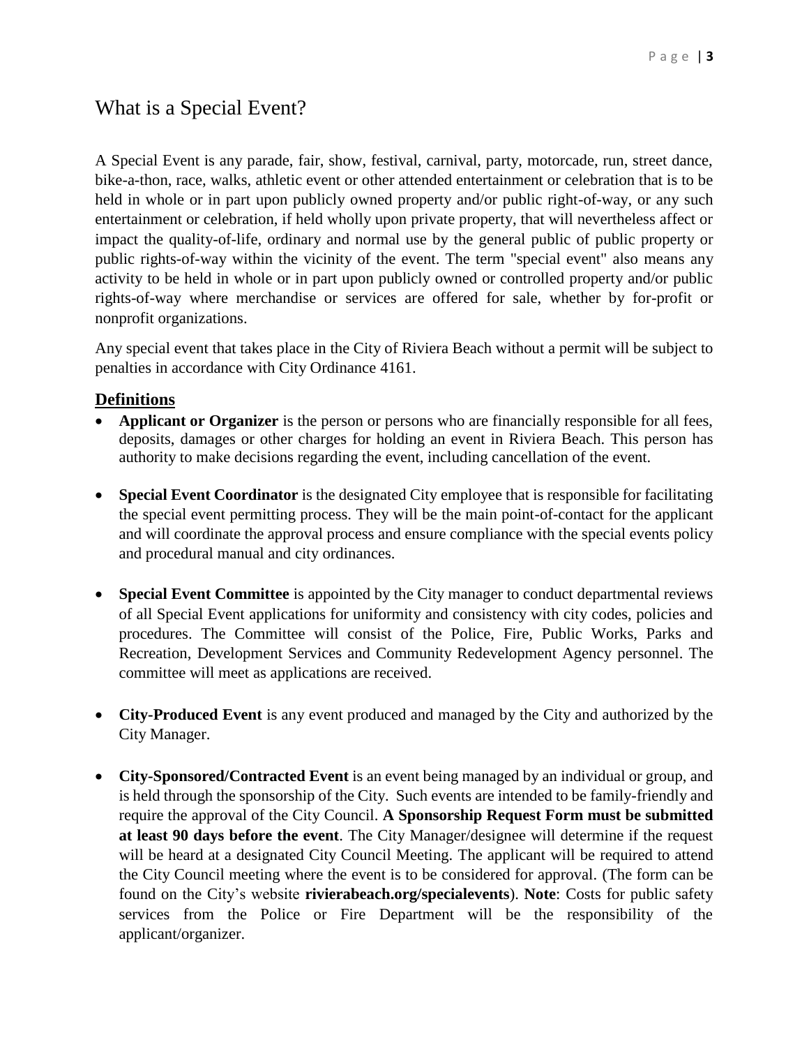# What is a Special Event?

A Special Event is any parade, fair, show, festival, carnival, party, motorcade, run, street dance, bike-a-thon, race, walks, athletic event or other attended entertainment or celebration that is to be held in whole or in part upon publicly owned property and/or public right-of-way, or any such entertainment or celebration, if held wholly upon private property, that will nevertheless affect or impact the quality-of-life, ordinary and normal use by the general public of public property or public rights-of-way within the vicinity of the event. The term "special event" also means any activity to be held in whole or in part upon publicly owned or controlled property and/or public rights-of-way where merchandise or services are offered for sale, whether by for-profit or nonprofit organizations.

Any special event that takes place in the City of Riviera Beach without a permit will be subject to penalties in accordance with City Ordinance 4161.

## Definitions

- **Applicant or Organizer** is the person or persons who are financially responsible for all fees, deposits, damages or other charges for holding an event in Riviera Beach. This person has authority to make decisions regarding the event, including cancellation of the event.

- **Special Event Coordinator** is the designated City employee that is responsible for facilitating the special event permitting process. They will be the main point-of-contact for the applicant and will coordinate the approval process and ensure compliance with the special events policy and procedural manual and city ordinances.

- **Special Event Committee** is appointed by the City manager to conduct departmental reviews of all Special Event applications for uniformity and consistency with city codes, policies and procedures. The Committee will consist of the Police, Fire, Public Works, Parks and Recreation, Development Services and Community Redevelopment Agency personnel. The committee will meet as applications are received.

- **City-Produced Event** is any event produced and managed by the City and authorized by the City Manager.

- **City-Sponsored/Contracted Event** is an event being managed by an individual or group, and is held through the sponsorship of the City. Such events are intended to be family-friendly and require the approval of the City Council. **A Sponsorship Request Form must be submitted at least 90 days before the event**. The City Manager/designee will determine if the request will be heard at a designated City Council Meeting. The applicant will be required to attend the City Council meeting where the event is to be considered for approval. (The form can be found on the City's website **rivierabeach.org/specialevents**). **Note**: Costs for public safety services from the Police or Fire Department will be the responsibility of the applicant/organizer.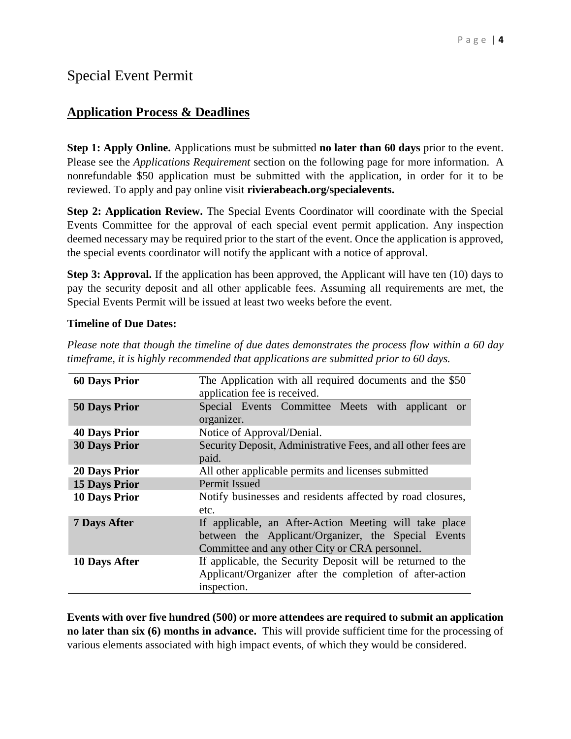# Special Event Permit

## Application Process & Deadlines

**Step 1: Apply Online.** Applications must be submitted **no later than 60 days** prior to the event. Please see the *Applications Requirement* section on the following page for more information. A nonrefundable $50 application must be submitted with the application, in order for it to be reviewed. To apply and pay online visit **rivierabeach.org/specialevents.**

**Step 2: Application Review.** The Special Events Coordinator will coordinate with the Special Events Committee for the approval of each special event permit application. Any inspection deemed necessary may be required prior to the start of the event. Once the application is approved, the special events coordinator will notify the applicant with a notice of approval.

**Step 3: Approval.** If the application has been approved, the Applicant will have ten (10) days to pay the security deposit and all other applicable fees. Assuming all requirements are met, the Special Events Permit will be issued at least two weeks before the event.

**Timeline of Due Dates:**

*Please note that though the timeline of due dates demonstrates the process flow within a 60 day timeframe, it is highly recommended that applications are submitted prior to 60 days.*

| | |
|---|---|
| **60 Days Prior** | The Application with all required documents and the $50 application fee is received. |
| **50 Days Prior** | Special Events Committee Meets with applicant or organizer. |
| **40 Days Prior** | Notice of Approval/Denial. |
| **30 Days Prior** | Security Deposit, Administrative Fees, and all other fees are paid. |
| **20 Days Prior** | All other applicable permits and licenses submitted |
| **15 Days Prior** | Permit Issued |
| **10 Days Prior** | Notify businesses and residents affected by road closures, etc. |
| **7 Days After** | If applicable, an After-Action Meeting will take place between the Applicant/Organizer, the Special Events Committee and any other City or CRA personnel. |
| **10 Days After** | If applicable, the Security Deposit will be returned to the Applicant/Organizer after the completion of after-action inspection. |

**Events with over five hundred (500) or more attendees are required to submit an application no later than six (6) months in advance.** This will provide sufficient time for the processing of various elements associated with high impact events, of which they would be considered.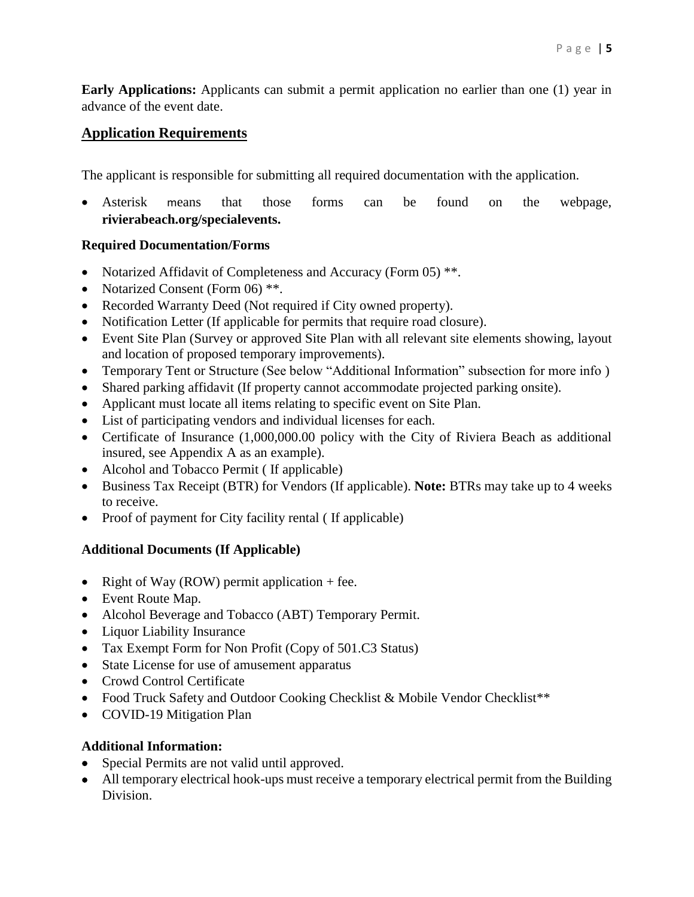**Early Applications:** Applicants can submit a permit application no earlier than one (1) year in advance of the event date.

## Application Requirements

The applicant is responsible for submitting all required documentation with the application.

- Asterisk means that those forms can be found on the webpage, **rivierabeach.org/specialevents.**

### Required Documentation/Forms

- Notarized Affidavit of Completeness and Accuracy (Form 05) **.
- Notarized Consent (Form 06) **.
- Recorded Warranty Deed (Not required if City owned property).
- Notification Letter (If applicable for permits that require road closure).
- Event Site Plan (Survey or approved Site Plan with all relevant site elements showing, layout and location of proposed temporary improvements).
- Temporary Tent or Structure (See below "Additional Information" subsection for more info )
- Shared parking affidavit (If property cannot accommodate projected parking onsite).
- Applicant must locate all items relating to specific event on Site Plan.
- List of participating vendors and individual licenses for each.
- Certificate of Insurance (1,000,000.00 policy with the City of Riviera Beach as additional insured, see Appendix A as an example).
- Alcohol and Tobacco Permit ( If applicable)
- Business Tax Receipt (BTR) for Vendors (If applicable). **Note:** BTRs may take up to 4 weeks to receive.
- Proof of payment for City facility rental ( If applicable)

### Additional Documents (If Applicable)

- Right of Way (ROW) permit application + fee.
- Event Route Map.
- Alcohol Beverage and Tobacco (ABT) Temporary Permit.
- Liquor Liability Insurance
- Tax Exempt Form for Non Profit (Copy of 501.C3 Status)
- State License for use of amusement apparatus
- Crowd Control Certificate
- Food Truck Safety and Outdoor Cooking Checklist & Mobile Vendor Checklist**
- COVID-19 Mitigation Plan

### Additional Information:

- Special Permits are not valid until approved.
- All temporary electrical hook-ups must receive a temporary electrical permit from the Building Division.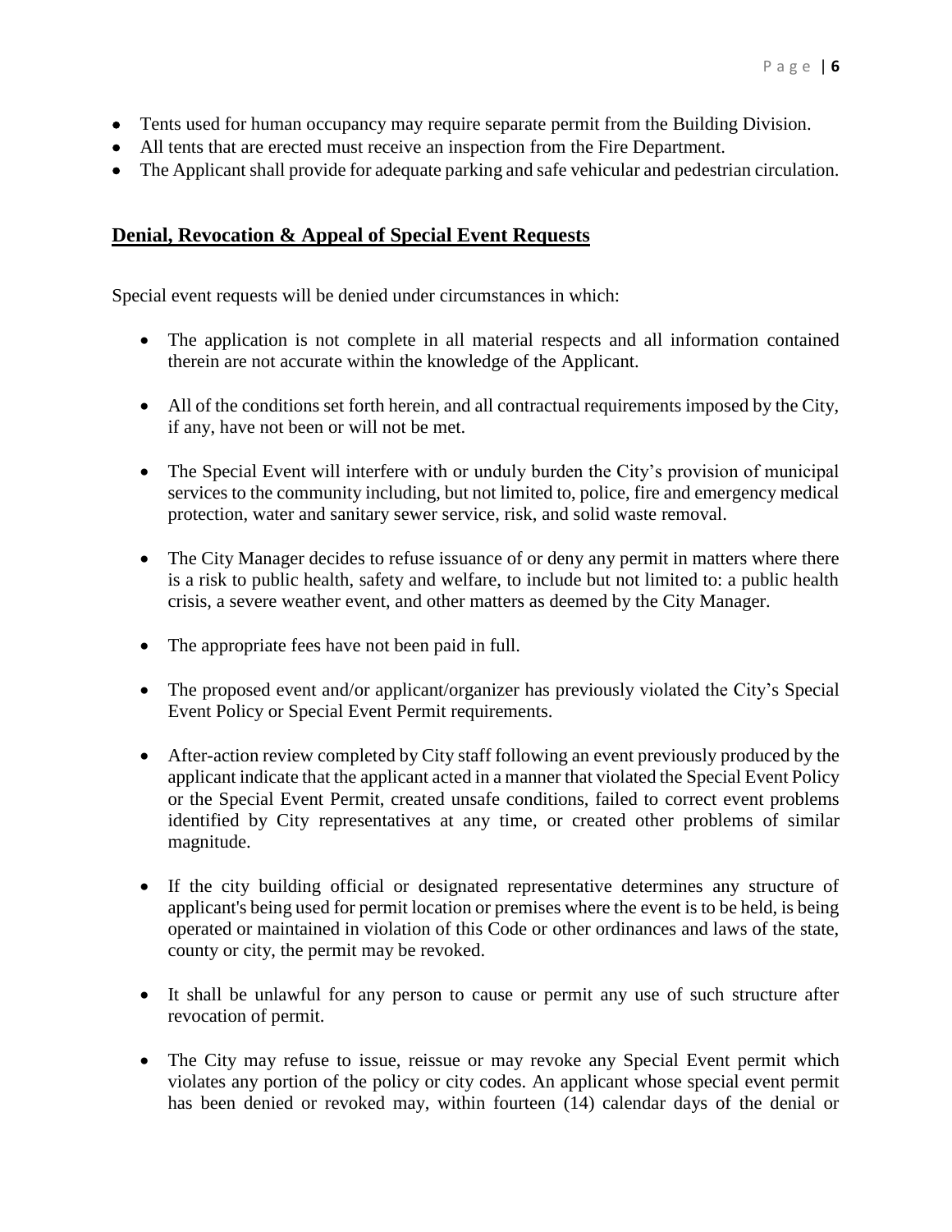- Tents used for human occupancy may require separate permit from the Building Division.
- All tents that are erected must receive an inspection from the Fire Department.
- The Applicant shall provide for adequate parking and safe vehicular and pedestrian circulation.

## Denial, Revocation & Appeal of Special Event Requests

Special event requests will be denied under circumstances in which:

- The application is not complete in all material respects and all information contained therein are not accurate within the knowledge of the Applicant.
- All of the conditions set forth herein, and all contractual requirements imposed by the City, if any, have not been or will not be met.
- The Special Event will interfere with or unduly burden the City's provision of municipal services to the community including, but not limited to, police, fire and emergency medical protection, water and sanitary sewer service, risk, and solid waste removal.
- The City Manager decides to refuse issuance of or deny any permit in matters where there is a risk to public health, safety and welfare, to include but not limited to: a public health crisis, a severe weather event, and other matters as deemed by the City Manager.
- The appropriate fees have not been paid in full.
- The proposed event and/or applicant/organizer has previously violated the City's Special Event Policy or Special Event Permit requirements.
- After-action review completed by City staff following an event previously produced by the applicant indicate that the applicant acted in a manner that violated the Special Event Policy or the Special Event Permit, created unsafe conditions, failed to correct event problems identified by City representatives at any time, or created other problems of similar magnitude.
- If the city building official or designated representative determines any structure of applicant's being used for permit location or premises where the event is to be held, is being operated or maintained in violation of this Code or other ordinances and laws of the state, county or city, the permit may be revoked.
- It shall be unlawful for any person to cause or permit any use of such structure after revocation of permit.
- The City may refuse to issue, reissue or may revoke any Special Event permit which violates any portion of the policy or city codes. An applicant whose special event permit has been denied or revoked may, within fourteen (14) calendar days of the denial or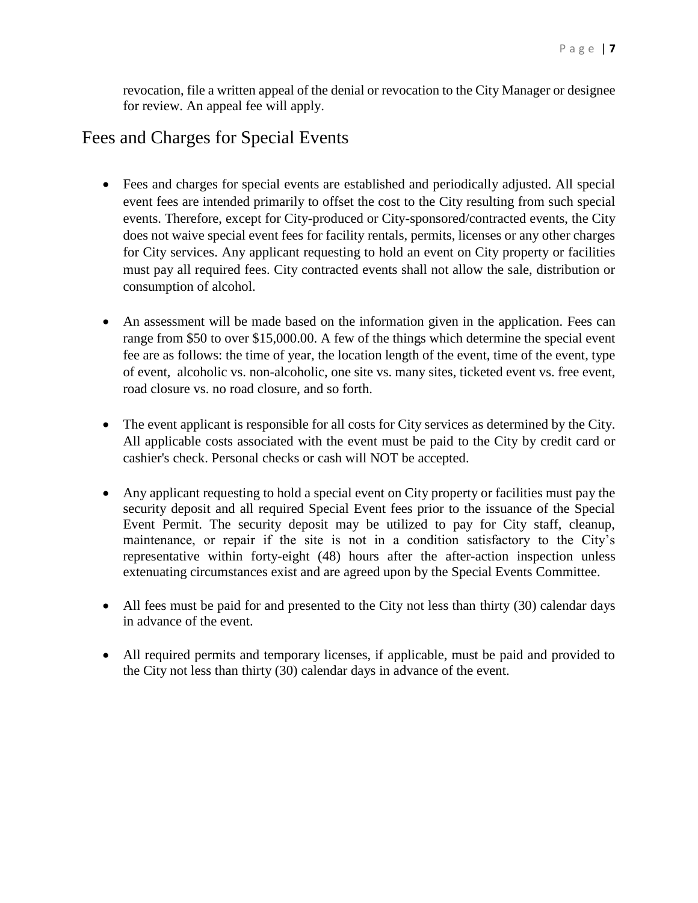revocation, file a written appeal of the denial or revocation to the City Manager or designee for review. An appeal fee will apply.

## Fees and Charges for Special Events

- Fees and charges for special events are established and periodically adjusted. All special event fees are intended primarily to offset the cost to the City resulting from such special events. Therefore, except for City-produced or City-sponsored/contracted events, the City does not waive special event fees for facility rentals, permits, licenses or any other charges for City services. Any applicant requesting to hold an event on City property or facilities must pay all required fees. City contracted events shall not allow the sale, distribution or consumption of alcohol.

- An assessment will be made based on the information given in the application. Fees can range from $50 to over $15,000.00. A few of the things which determine the special event fee are as follows: the time of year, the location length of the event, time of the event, type of event, alcoholic vs. non-alcoholic, one site vs. many sites, ticketed event vs. free event, road closure vs. no road closure, and so forth.

- The event applicant is responsible for all costs for City services as determined by the City. All applicable costs associated with the event must be paid to the City by credit card or cashier's check. Personal checks or cash will NOT be accepted.

- Any applicant requesting to hold a special event on City property or facilities must pay the security deposit and all required Special Event fees prior to the issuance of the Special Event Permit. The security deposit may be utilized to pay for City staff, cleanup, maintenance, or repair if the site is not in a condition satisfactory to the City's representative within forty-eight (48) hours after the after-action inspection unless extenuating circumstances exist and are agreed upon by the Special Events Committee.

- All fees must be paid for and presented to the City not less than thirty (30) calendar days in advance of the event.

- All required permits and temporary licenses, if applicable, must be paid and provided to the City not less than thirty (30) calendar days in advance of the event.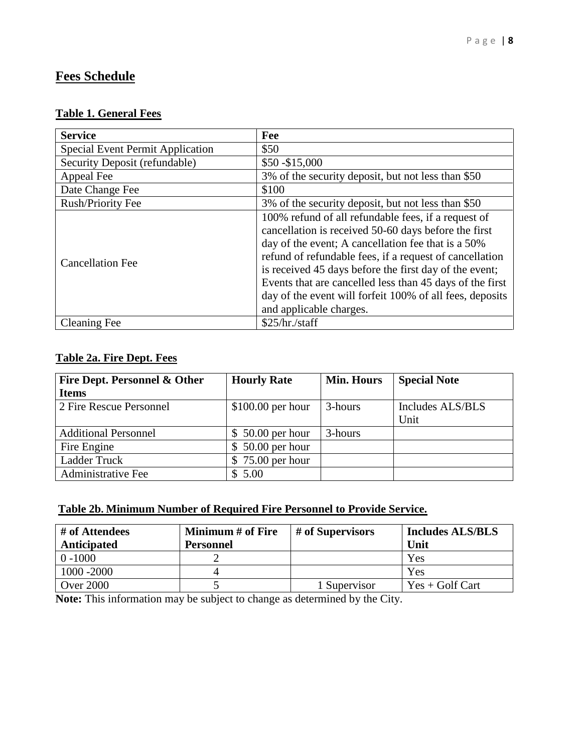## Fees Schedule

### Table 1. General Fees

| Service | Fee |
|---|---|
| Special Event Permit Application | $50 |
| Security Deposit (refundable) | $50 -$15,000 |
| Appeal Fee | 3% of the security deposit, but not less than $50 |
| Date Change Fee | $100 |
| Rush/Priority Fee | 3% of the security deposit, but not less than $50 |
| Cancellation Fee | 100% refund of all refundable fees, if a request of cancellation is received 50-60 days before the first day of the event; A cancellation fee that is a 50% refund of refundable fees, if a request of cancellation is received 45 days before the first day of the event; Events that are cancelled less than 45 days of the first day of the event will forfeit 100% of all fees, deposits and applicable charges. |
| Cleaning Fee | $25/hr./staff |

### Table 2a. Fire Dept. Fees

| Fire Dept. Personnel & Other Items | Hourly Rate | Min. Hours | Special Note |
|---|---|---|---|
| 2 Fire Rescue Personnel | $100.00 per hour | 3-hours | Includes ALS/BLS Unit |
| Additional Personnel | $ 50.00 per hour | 3-hours | |
| Fire Engine | $ 50.00 per hour | | |
| Ladder Truck | $ 75.00 per hour | | |
| Administrative Fee | $ 5.00 | | |

### Table 2b. Minimum Number of Required Fire Personnel to Provide Service.

| # of Attendees Anticipated | Minimum # of Fire Personnel | # of Supervisors | Includes ALS/BLS Unit |
|---|---|---|---|
| 0 -1000 | 2 | | Yes |
| 1000 -2000 | 4 | | Yes |
| Over 2000 | 5 | 1 Supervisor | Yes + Golf Cart |

**Note:** This information may be subject to change as determined by the City.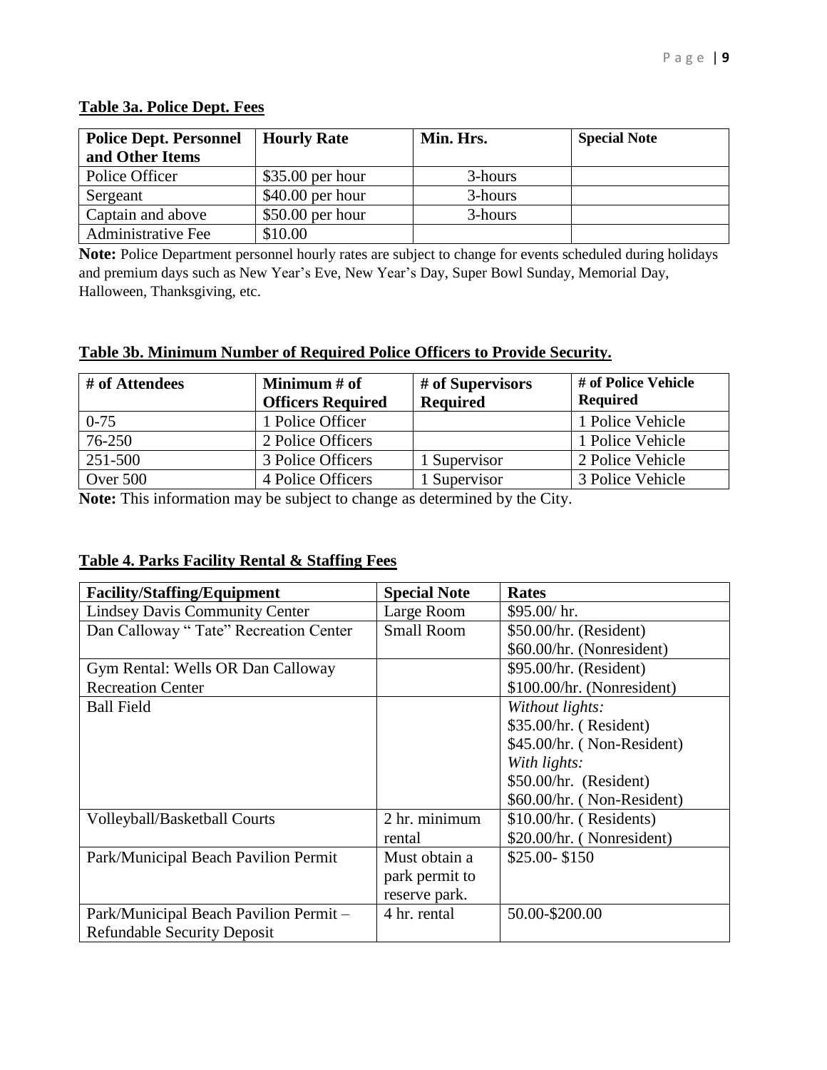**Table 3a. Police Dept. Fees**

| Police Dept. Personnel and Other Items | Hourly Rate | Min. Hrs. | Special Note |
|---|---|---|---|
| Police Officer | $35.00 per hour | 3-hours | |
| Sergeant | $40.00 per hour | 3-hours | |
| Captain and above | $50.00 per hour | 3-hours | |
| Administrative Fee | $10.00 | | |

**Note:** Police Department personnel hourly rates are subject to change for events scheduled during holidays and premium days such as New Year's Eve, New Year's Day, Super Bowl Sunday, Memorial Day, Halloween, Thanksgiving, etc.

**Table 3b. Minimum Number of Required Police Officers to Provide Security.**

| # of Attendees | Minimum # of Officers Required | # of Supervisors Required | # of Police Vehicle Required |
|---|---|---|---|
| 0-75 | 1 Police Officer | | 1 Police Vehicle |
| 76-250 | 2 Police Officers | | 1 Police Vehicle |
| 251-500 | 3 Police Officers | 1 Supervisor | 2 Police Vehicle |
| Over 500 | 4 Police Officers | 1 Supervisor | 3 Police Vehicle |

**Note:** This information may be subject to change as determined by the City.

**Table 4. Parks Facility Rental & Staffing Fees**

| Facility/Staffing/Equipment | Special Note | Rates |
|---|---|---|
| Lindsey Davis Community Center | Large Room | $95.00/ hr. |
| Dan Calloway " Tate" Recreation Center | Small Room | $50.00/hr. (Resident)<br>$60.00/hr. (Nonresident) |
| Gym Rental: Wells OR Dan Calloway Recreation Center | | $95.00/hr. (Resident)<br>$100.00/hr. (Nonresident) |
| Ball Field | | *Without lights:*<br>$35.00/hr. ( Resident)<br>$45.00/hr. ( Non-Resident)<br>*With lights:*<br>$50.00/hr. (Resident)<br>$60.00/hr. ( Non-Resident) |
| Volleyball/Basketball Courts | 2 hr. minimum rental | $10.00/hr. ( Residents)<br>$20.00/hr. ( Nonresident) |
| Park/Municipal Beach Pavilion Permit | Must obtain a park permit to reserve park. | $25.00- $150 |
| Park/Municipal Beach Pavilion Permit – Refundable Security Deposit | 4 hr. rental | 50.00-$200.00 |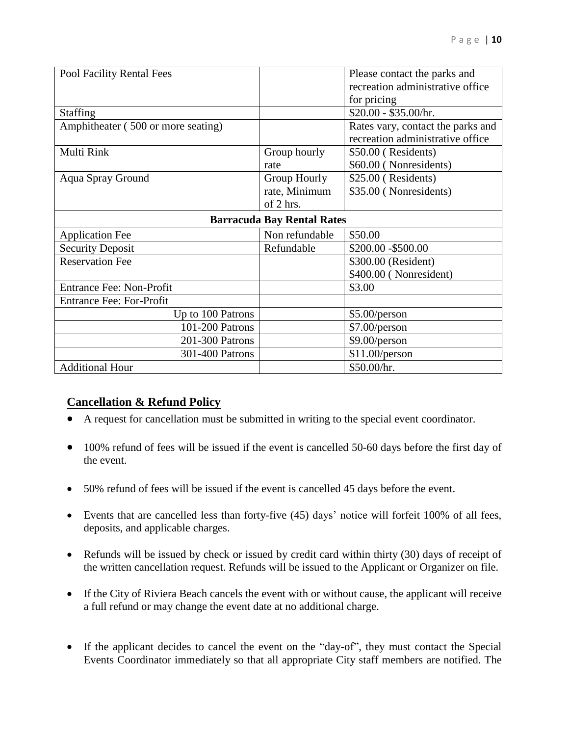| Pool Facility Rental Fees | | Please contact the parks and recreation administrative office for pricing |
|---|---|---|
| Staffing | | $20.00 - $35.00/hr. |
| Amphitheater ( 500 or more seating) | | Rates vary, contact the parks and recreation administrative office |
| Multi Rink | Group hourly rate | $50.00 ( Residents)<br>$60.00 ( Nonresidents) |
| Aqua Spray Ground | Group Hourly rate, Minimum of 2 hrs. | $25.00 ( Residents)<br>$35.00 ( Nonresidents) |
| **Barracuda Bay Rental Rates** | | |
| Application Fee | Non refundable | $50.00 |
| Security Deposit | Refundable | $200.00 -$500.00 |
| Reservation Fee | | $300.00 (Resident)<br>$400.00 ( Nonresident) |
| Entrance Fee: Non-Profit | | $3.00 |
| Entrance Fee: For-Profit | | |
| Up to 100 Patrons | | $5.00/person |
| 101-200 Patrons | | $7.00/person |
| 201-300 Patrons | | $9.00/person |
| 301-400 Patrons | | $11.00/person |
| Additional Hour | | $50.00/hr. |

## Cancellation & Refund Policy

- A request for cancellation must be submitted in writing to the special event coordinator.
- 100% refund of fees will be issued if the event is cancelled 50-60 days before the first day of the event.
- 50% refund of fees will be issued if the event is cancelled 45 days before the event.
- Events that are cancelled less than forty-five (45) days' notice will forfeit 100% of all fees, deposits, and applicable charges.
- Refunds will be issued by check or issued by credit card within thirty (30) days of receipt of the written cancellation request. Refunds will be issued to the Applicant or Organizer on file.
- If the City of Riviera Beach cancels the event with or without cause, the applicant will receive a full refund or may change the event date at no additional charge.
- If the applicant decides to cancel the event on the "day-of", they must contact the Special Events Coordinator immediately so that all appropriate City staff members are notified. The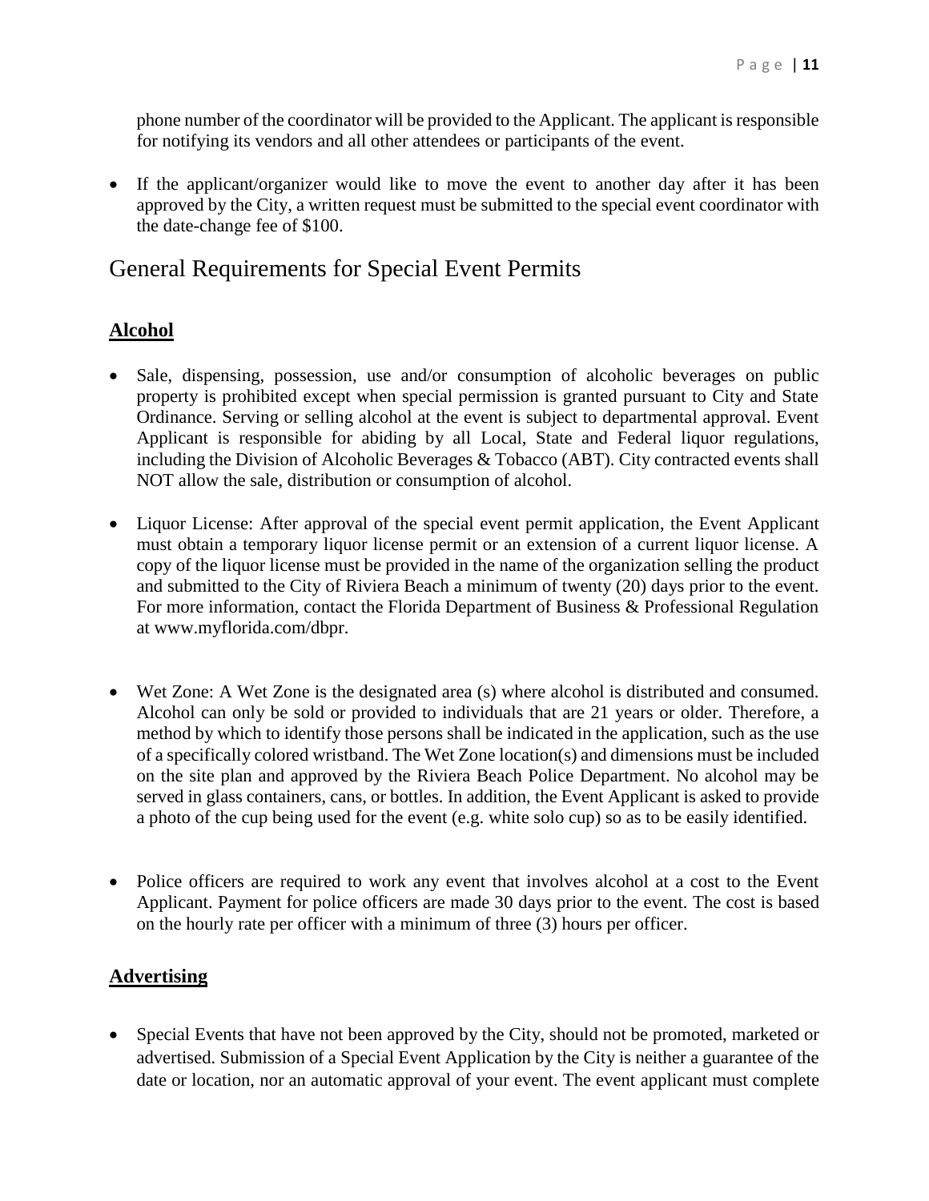phone number of the coordinator will be provided to the Applicant. The applicant is responsible for notifying its vendors and all other attendees or participants of the event.

- If the applicant/organizer would like to move the event to another day after it has been approved by the City, a written request must be submitted to the special event coordinator with the date-change fee of $100.

## General Requirements for Special Event Permits

### Alcohol

- Sale, dispensing, possession, use and/or consumption of alcoholic beverages on public property is prohibited except when special permission is granted pursuant to City and State Ordinance. Serving or selling alcohol at the event is subject to departmental approval. Event Applicant is responsible for abiding by all Local, State and Federal liquor regulations, including the Division of Alcoholic Beverages & Tobacco (ABT). City contracted events shall NOT allow the sale, distribution or consumption of alcohol.

- Liquor License: After approval of the special event permit application, the Event Applicant must obtain a temporary liquor license permit or an extension of a current liquor license. A copy of the liquor license must be provided in the name of the organization selling the product and submitted to the City of Riviera Beach a minimum of twenty (20) days prior to the event. For more information, contact the Florida Department of Business & Professional Regulation at www.myflorida.com/dbpr.

- Wet Zone: A Wet Zone is the designated area (s) where alcohol is distributed and consumed. Alcohol can only be sold or provided to individuals that are 21 years or older. Therefore, a method by which to identify those persons shall be indicated in the application, such as the use of a specifically colored wristband. The Wet Zone location(s) and dimensions must be included on the site plan and approved by the Riviera Beach Police Department. No alcohol may be served in glass containers, cans, or bottles. In addition, the Event Applicant is asked to provide a photo of the cup being used for the event (e.g. white solo cup) so as to be easily identified.

- Police officers are required to work any event that involves alcohol at a cost to the Event Applicant. Payment for police officers are made 30 days prior to the event. The cost is based on the hourly rate per officer with a minimum of three (3) hours per officer.

### Advertising

- Special Events that have not been approved by the City, should not be promoted, marketed or advertised. Submission of a Special Event Application by the City is neither a guarantee of the date or location, nor an automatic approval of your event. The event applicant must complete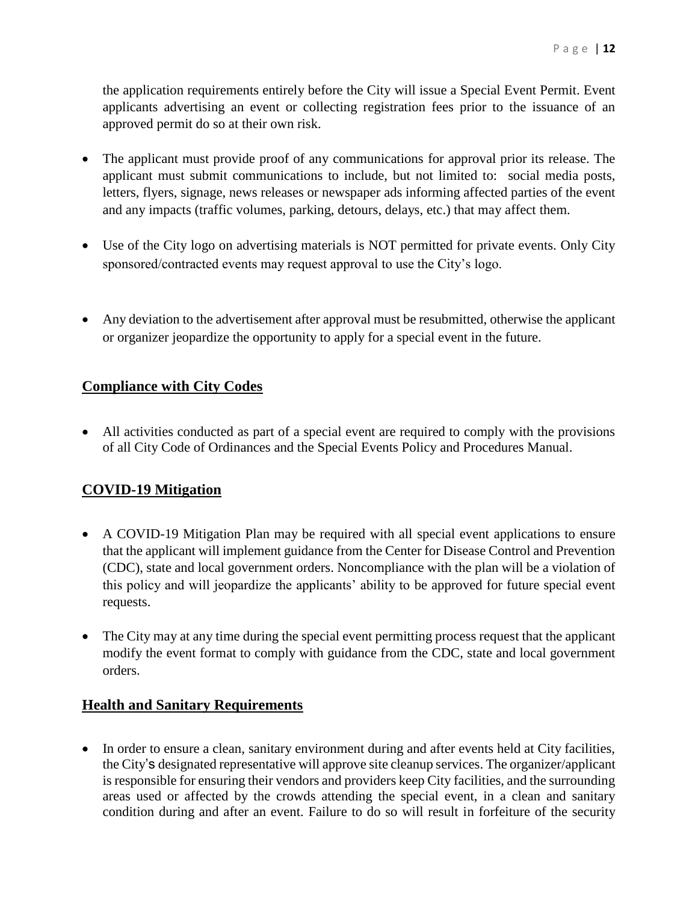the application requirements entirely before the City will issue a Special Event Permit. Event applicants advertising an event or collecting registration fees prior to the issuance of an approved permit do so at their own risk.

- The applicant must provide proof of any communications for approval prior its release. The applicant must submit communications to include, but not limited to: social media posts, letters, flyers, signage, news releases or newspaper ads informing affected parties of the event and any impacts (traffic volumes, parking, detours, delays, etc.) that may affect them.

- Use of the City logo on advertising materials is NOT permitted for private events. Only City sponsored/contracted events may request approval to use the City's logo.

- Any deviation to the advertisement after approval must be resubmitted, otherwise the applicant or organizer jeopardize the opportunity to apply for a special event in the future.

## Compliance with City Codes

- All activities conducted as part of a special event are required to comply with the provisions of all City Code of Ordinances and the Special Events Policy and Procedures Manual.

## COVID-19 Mitigation

- A COVID-19 Mitigation Plan may be required with all special event applications to ensure that the applicant will implement guidance from the Center for Disease Control and Prevention (CDC), state and local government orders. Noncompliance with the plan will be a violation of this policy and will jeopardize the applicants' ability to be approved for future special event requests.

- The City may at any time during the special event permitting process request that the applicant modify the event format to comply with guidance from the CDC, state and local government orders.

## Health and Sanitary Requirements

- In order to ensure a clean, sanitary environment during and after events held at City facilities, the City's designated representative will approve site cleanup services. The organizer/applicant is responsible for ensuring their vendors and providers keep City facilities, and the surrounding areas used or affected by the crowds attending the special event, in a clean and sanitary condition during and after an event. Failure to do so will result in forfeiture of the security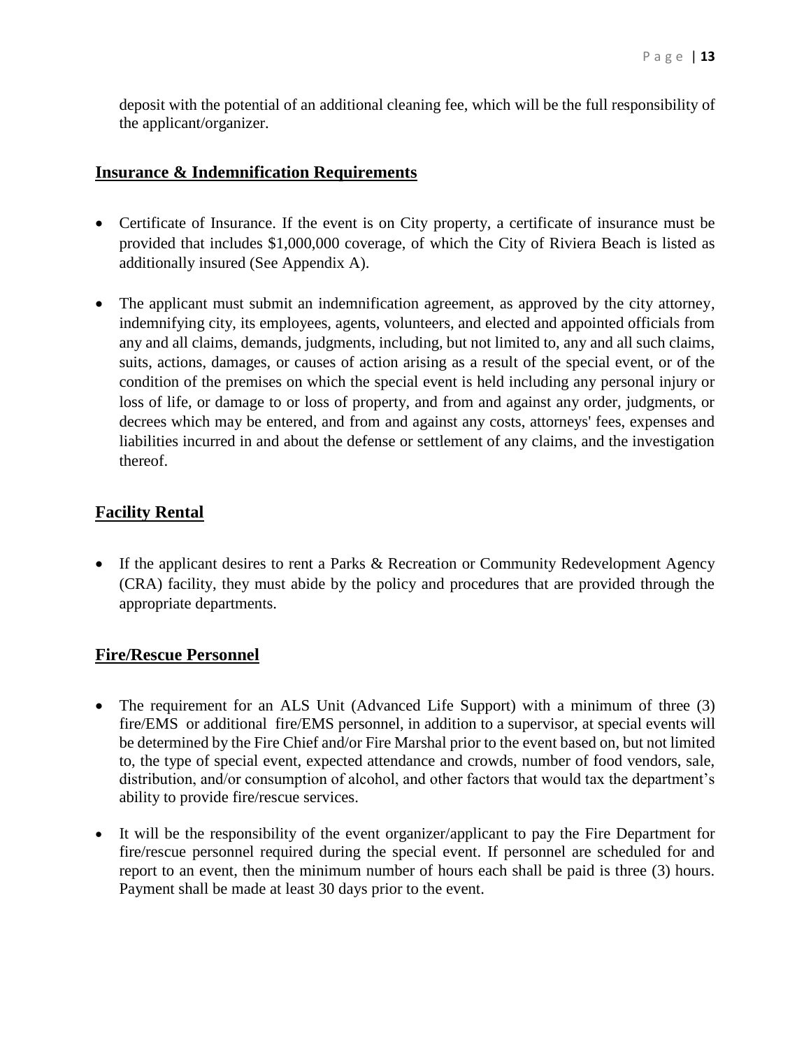deposit with the potential of an additional cleaning fee, which will be the full responsibility of the applicant/organizer.

## Insurance & Indemnification Requirements

- Certificate of Insurance. If the event is on City property, a certificate of insurance must be provided that includes $1,000,000 coverage, of which the City of Riviera Beach is listed as additionally insured (See Appendix A).
- The applicant must submit an indemnification agreement, as approved by the city attorney, indemnifying city, its employees, agents, volunteers, and elected and appointed officials from any and all claims, demands, judgments, including, but not limited to, any and all such claims, suits, actions, damages, or causes of action arising as a result of the special event, or of the condition of the premises on which the special event is held including any personal injury or loss of life, or damage to or loss of property, and from and against any order, judgments, or decrees which may be entered, and from and against any costs, attorneys' fees, expenses and liabilities incurred in and about the defense or settlement of any claims, and the investigation thereof.

## Facility Rental

- If the applicant desires to rent a Parks & Recreation or Community Redevelopment Agency (CRA) facility, they must abide by the policy and procedures that are provided through the appropriate departments.

## Fire/Rescue Personnel

- The requirement for an ALS Unit (Advanced Life Support) with a minimum of three (3) fire/EMS or additional fire/EMS personnel, in addition to a supervisor, at special events will be determined by the Fire Chief and/or Fire Marshal prior to the event based on, but not limited to, the type of special event, expected attendance and crowds, number of food vendors, sale, distribution, and/or consumption of alcohol, and other factors that would tax the department's ability to provide fire/rescue services.
- It will be the responsibility of the event organizer/applicant to pay the Fire Department for fire/rescue personnel required during the special event. If personnel are scheduled for and report to an event, then the minimum number of hours each shall be paid is three (3) hours. Payment shall be made at least 30 days prior to the event.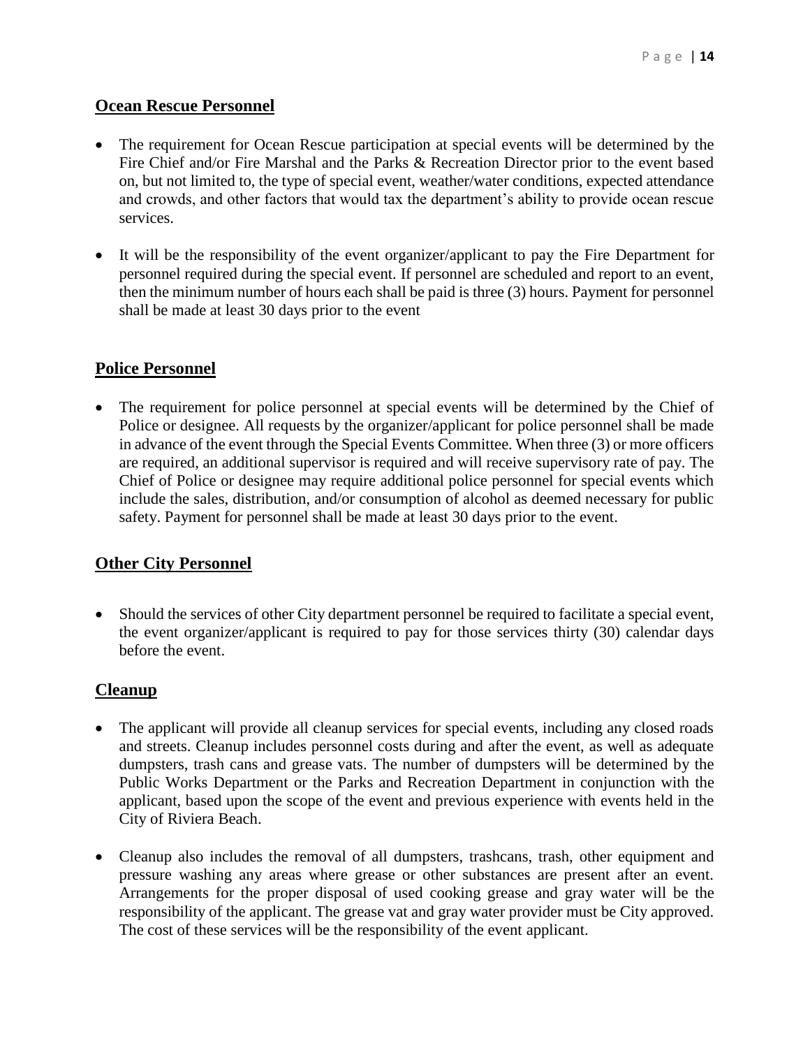## Ocean Rescue Personnel

- The requirement for Ocean Rescue participation at special events will be determined by the Fire Chief and/or Fire Marshal and the Parks & Recreation Director prior to the event based on, but not limited to, the type of special event, weather/water conditions, expected attendance and crowds, and other factors that would tax the department's ability to provide ocean rescue services.
- It will be the responsibility of the event organizer/applicant to pay the Fire Department for personnel required during the special event. If personnel are scheduled and report to an event, then the minimum number of hours each shall be paid is three (3) hours. Payment for personnel shall be made at least 30 days prior to the event

## Police Personnel

- The requirement for police personnel at special events will be determined by the Chief of Police or designee. All requests by the organizer/applicant for police personnel shall be made in advance of the event through the Special Events Committee. When three (3) or more officers are required, an additional supervisor is required and will receive supervisory rate of pay. The Chief of Police or designee may require additional police personnel for special events which include the sales, distribution, and/or consumption of alcohol as deemed necessary for public safety. Payment for personnel shall be made at least 30 days prior to the event.

## Other City Personnel

- Should the services of other City department personnel be required to facilitate a special event, the event organizer/applicant is required to pay for those services thirty (30) calendar days before the event.

## Cleanup

- The applicant will provide all cleanup services for special events, including any closed roads and streets. Cleanup includes personnel costs during and after the event, as well as adequate dumpsters, trash cans and grease vats. The number of dumpsters will be determined by the Public Works Department or the Parks and Recreation Department in conjunction with the applicant, based upon the scope of the event and previous experience with events held in the City of Riviera Beach.
- Cleanup also includes the removal of all dumpsters, trashcans, trash, other equipment and pressure washing any areas where grease or other substances are present after an event. Arrangements for the proper disposal of used cooking grease and gray water will be the responsibility of the applicant. The grease vat and gray water provider must be City approved. The cost of these services will be the responsibility of the event applicant.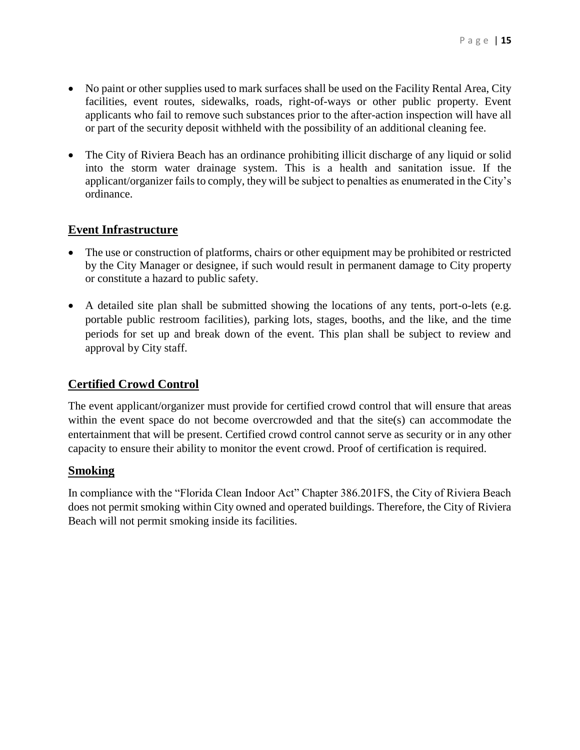- No paint or other supplies used to mark surfaces shall be used on the Facility Rental Area, City facilities, event routes, sidewalks, roads, right-of-ways or other public property. Event applicants who fail to remove such substances prior to the after-action inspection will have all or part of the security deposit withheld with the possibility of an additional cleaning fee.

- The City of Riviera Beach has an ordinance prohibiting illicit discharge of any liquid or solid into the storm water drainage system. This is a health and sanitation issue. If the applicant/organizer fails to comply, they will be subject to penalties as enumerated in the City's ordinance.

## Event Infrastructure

- The use or construction of platforms, chairs or other equipment may be prohibited or restricted by the City Manager or designee, if such would result in permanent damage to City property or constitute a hazard to public safety.

- A detailed site plan shall be submitted showing the locations of any tents, port-o-lets (e.g. portable public restroom facilities), parking lots, stages, booths, and the like, and the time periods for set up and break down of the event. This plan shall be subject to review and approval by City staff.

## Certified Crowd Control

The event applicant/organizer must provide for certified crowd control that will ensure that areas within the event space do not become overcrowded and that the site(s) can accommodate the entertainment that will be present. Certified crowd control cannot serve as security or in any other capacity to ensure their ability to monitor the event crowd. Proof of certification is required.

## Smoking

In compliance with the "Florida Clean Indoor Act" Chapter 386.201FS, the City of Riviera Beach does not permit smoking within City owned and operated buildings. Therefore, the City of Riviera Beach will not permit smoking inside its facilities.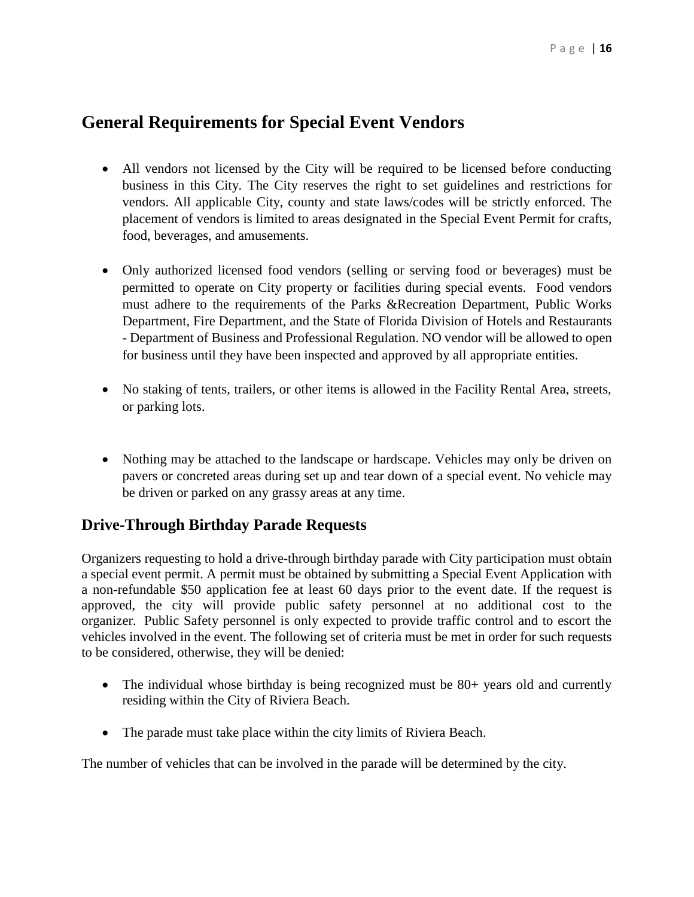## General Requirements for Special Event Vendors

- All vendors not licensed by the City will be required to be licensed before conducting business in this City. The City reserves the right to set guidelines and restrictions for vendors. All applicable City, county and state laws/codes will be strictly enforced. The placement of vendors is limited to areas designated in the Special Event Permit for crafts, food, beverages, and amusements.

- Only authorized licensed food vendors (selling or serving food or beverages) must be permitted to operate on City property or facilities during special events. Food vendors must adhere to the requirements of the Parks &Recreation Department, Public Works Department, Fire Department, and the State of Florida Division of Hotels and Restaurants - Department of Business and Professional Regulation. NO vendor will be allowed to open for business until they have been inspected and approved by all appropriate entities.

- No staking of tents, trailers, or other items is allowed in the Facility Rental Area, streets, or parking lots.

- Nothing may be attached to the landscape or hardscape. Vehicles may only be driven on pavers or concreted areas during set up and tear down of a special event. No vehicle may be driven or parked on any grassy areas at any time.

### Drive-Through Birthday Parade Requests

Organizers requesting to hold a drive-through birthday parade with City participation must obtain a special event permit. A permit must be obtained by submitting a Special Event Application with a non-refundable $50 application fee at least 60 days prior to the event date. If the request is approved, the city will provide public safety personnel at no additional cost to the organizer. Public Safety personnel is only expected to provide traffic control and to escort the vehicles involved in the event. The following set of criteria must be met in order for such requests to be considered, otherwise, they will be denied:

- The individual whose birthday is being recognized must be 80+ years old and currently residing within the City of Riviera Beach.

- The parade must take place within the city limits of Riviera Beach.

The number of vehicles that can be involved in the parade will be determined by the city.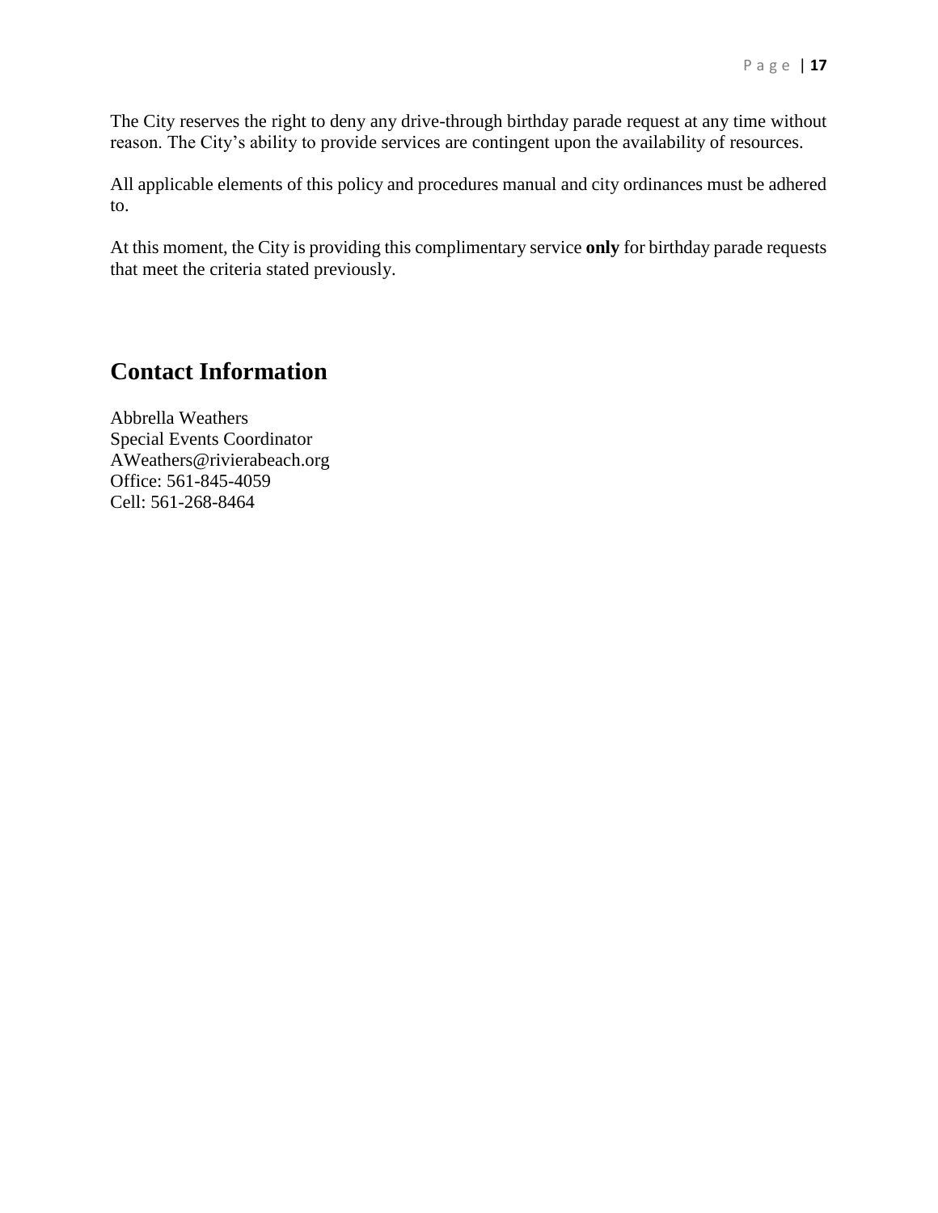The City reserves the right to deny any drive-through birthday parade request at any time without reason. The City's ability to provide services are contingent upon the availability of resources.

All applicable elements of this policy and procedures manual and city ordinances must be adhered to.

At this moment, the City is providing this complimentary service **only** for birthday parade requests that meet the criteria stated previously.

## Contact Information

Abbrella Weathers  
Special Events Coordinator  
AWeathers@rivierabeach.org  
Office: 561-845-4059  
Cell: 561-268-8464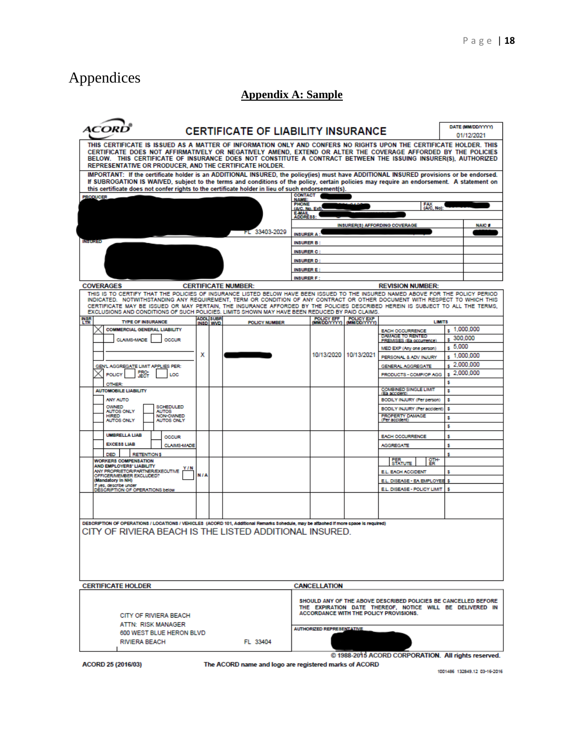# Appendices

## Appendix A: Sample

**ACORD®** | **CERTIFICATE OF LIABILITY INSURANCE** | DATE (MM/DD/YYYY) 01/12/2021

THIS CERTIFICATE IS ISSUED AS A MATTER OF INFORMATION ONLY AND CONFERS NO RIGHTS UPON THE CERTIFICATE HOLDER. THIS CERTIFICATE DOES NOT AFFIRMATIVELY OR NEGATIVELY AMEND, EXTEND OR ALTER THE COVERAGE AFFORDED BY THE POLICIES BELOW. THIS CERTIFICATE OF INSURANCE DOES NOT CONSTITUTE A CONTRACT BETWEEN THE ISSUING INSURER(S), AUTHORIZED REPRESENTATIVE OR PRODUCER, AND THE CERTIFICATE HOLDER.

IMPORTANT: If the certificate holder is an ADDITIONAL INSURED, the policy(ies) must have ADDITIONAL INSURED provisions or be endorsed. If SUBROGATION IS WAIVED, subject to the terms and conditions of the policy, certain policies may require an endorsement. A statement on this certificate does not confer rights to the certificate holder in lieu of such endorsement(s).

| PRODUCER | CONTACT NAME: | |
|---|---|---|
| FL 33403-2029 | PHONE (A/C, No, Ext): | FAX (A/C, No): |
| | E-MAIL ADDRESS: | |
| | INSURER(S) AFFORDING COVERAGE | NAIC # |
| | INSURER A : | |
| INSURED | INSURER B : | |
| | INSURER C : | |
| | INSURER D : | |
| | INSURER E : | |
| | INSURER F : | |

**COVERAGES** CERTIFICATE NUMBER: REVISION NUMBER:

THIS IS TO CERTIFY THAT THE POLICIES OF INSURANCE LISTED BELOW HAVE BEEN ISSUED TO THE INSURED NAMED ABOVE FOR THE POLICY PERIOD INDICATED. NOTWITHSTANDING ANY REQUIREMENT, TERM OR CONDITION OF ANY CONTRACT OR OTHER DOCUMENT WITH RESPECT TO WHICH THIS CERTIFICATE MAY BE ISSUED OR MAY PERTAIN, THE INSURANCE AFFORDED BY THE POLICIES DESCRIBED HEREIN IS SUBJECT TO ALL THE TERMS, EXCLUSIONS AND CONDITIONS OF SUCH POLICIES. LIMITS SHOWN MAY HAVE BEEN REDUCED BY PAID CLAIMS.

| INSR LTR | TYPE OF INSURANCE | ADDL INSD | SUBR WVD | POLICY NUMBER | POLICY EFF (MM/DD/YYYY) | POLICY EXP (MM/DD/YYYY) | LIMITS | |
|---|---|---|---|---|---|---|---|---|
| | X COMMERCIAL GENERAL LIABILITY | | | | | | EACH OCCURRENCE | $ 1,000,000 |
| | CLAIMS-MADE / OCCUR | | | | | | DAMAGE TO RENTED PREMISES (Ea occurrence) | $ 300,000 |
| | | | | | | | MED EXP (Any one person) | $ 5,000 |
| | | X | | | 10/13/2020 | 10/13/2021 | PERSONAL & ADV INJURY | $ 1,000,000 |
| | GEN'L AGGREGATE LIMIT APPLIES PER: | | | | | | GENERAL AGGREGATE | $ 2,000,000 |
| | X POLICY / PRO-JECT / LOC | | | | | | PRODUCTS - COMP/OP AGG | $ 2,000,000 |
| | OTHER: | | | | | | | $ |
| | AUTOMOBILE LIABILITY | | | | | | COMBINED SINGLE LIMIT (Ea accident) | $ |
| | ANY AUTO | | | | | | BODILY INJURY (Per person) | $ |
| | OWNED AUTOS ONLY / SCHEDULED AUTOS | | | | | | BODILY INJURY (Per accident) | $ |
| | HIRED AUTOS ONLY / NON-OWNED AUTOS ONLY | | | | | | PROPERTY DAMAGE (Per accident) | $ |
| | | | | | | | | $ |
| | UMBRELLA LIAB / OCCUR | | | | | | EACH OCCURRENCE | $ |
| | EXCESS LIAB / CLAIMS-MADE | | | | | | AGGREGATE | $ |
| | DED / RETENTION $ | | | | | | | $ |
| | WORKERS COMPENSATION AND EMPLOYERS' LIABILITY Y/N | | | | | | PER STATUTE / OTH-ER | |
| | ANY PROPRIETOR/PARTNER/EXECUTIVE OFFICER/MEMBER EXCLUDED? (Mandatory in NH) | N / A | | | | | E.L. EACH ACCIDENT | $ |
| | If yes, describe under DESCRIPTION OF OPERATIONS below | | | | | | E.L. DISEASE - EA EMPLOYEE | $ |
| | | | | | | | E.L. DISEASE - POLICY LIMIT | $ |

DESCRIPTION OF OPERATIONS / LOCATIONS / VEHICLES (ACORD 101, Additional Remarks Schedule, may be attached if more space is required)

CITY OF RIVIERA BEACH IS THE LISTED ADDITIONAL INSURED.

| CERTIFICATE HOLDER | CANCELLATION |
|---|---|
| CITY OF RIVIERA BEACH<br>ATTN: RISK MANAGER<br>600 WEST BLUE HERON BLVD<br>RIVIERA BEACH FL 33404 | SHOULD ANY OF THE ABOVE DESCRIBED POLICIES BE CANCELLED BEFORE THE EXPIRATION DATE THEREOF, NOTICE WILL BE DELIVERED IN ACCORDANCE WITH THE POLICY PROVISIONS.<br><br>AUTHORIZED REPRESENTATIVE |

© 1988-2015 ACORD CORPORATION. All rights reserved.

ACORD 25 (2016/03) The ACORD name and logo are registered marks of ACORD

1001486 132849.12 03-16-2016